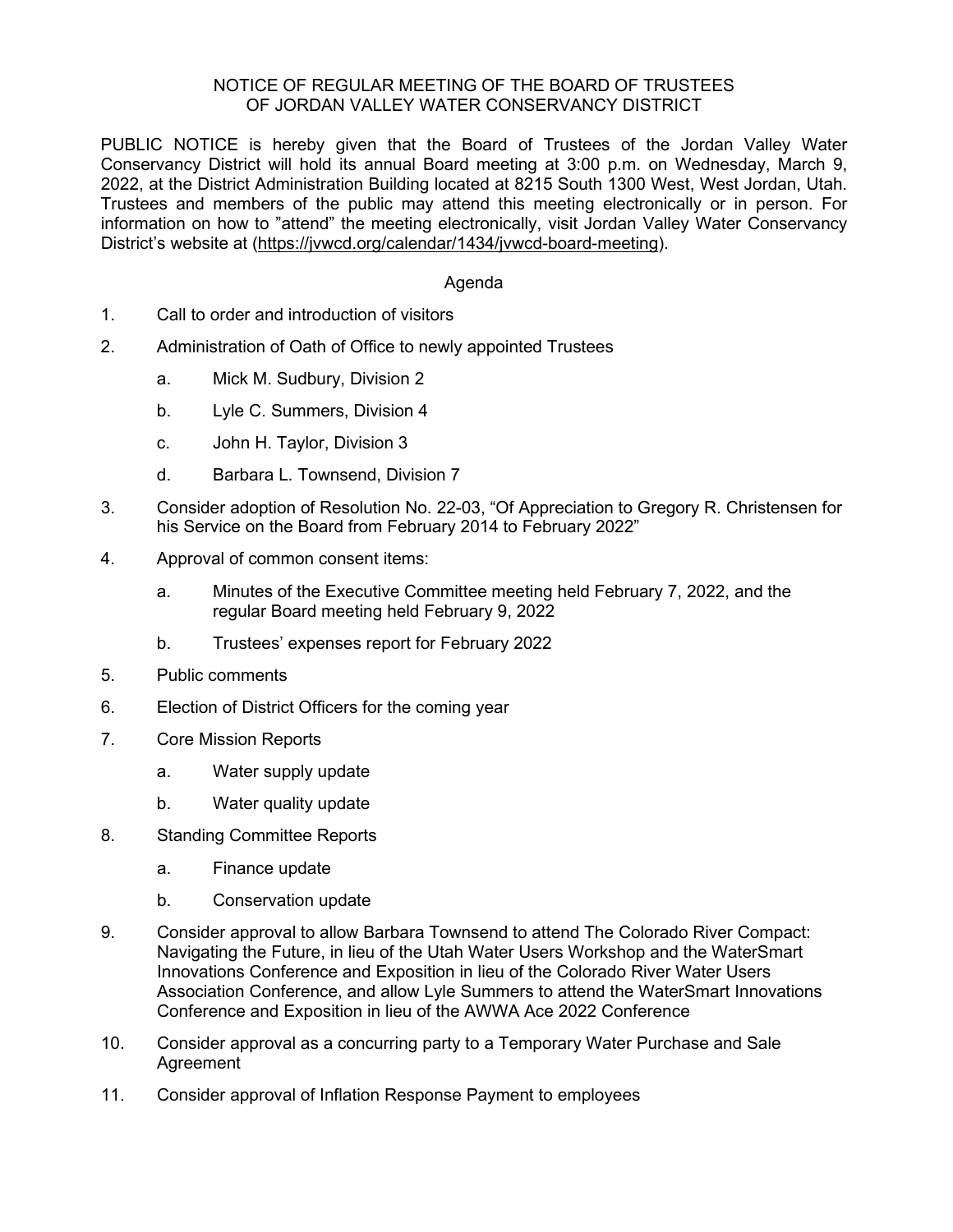# NOTICE OF REGULAR MEETING OF THE BOARD OF TRUSTEES OF JORDAN VALLEY WATER CONSERVANCY DISTRICT

PUBLIC NOTICE is hereby given that the Board of Trustees of the Jordan Valley Water Conservancy District will hold its annual Board meeting at 3:00 p.m. on Wednesday, March 9, 2022, at the District Administration Building located at 8215 South 1300 West, West Jordan, Utah. Trustees and members of the public may attend this meeting electronically or in person. For information on how to "attend" the meeting electronically, visit Jordan Valley Water Conservancy District's website at (https://jvwcd.org/calendar/1434/jvwcd-board-meeting).

## Agenda

1. Call to order and introduction of visitors
2. Administration of Oath of Office to newly appointed Trustees
   a. Mick M. Sudbury, Division 2
   b. Lyle C. Summers, Division 4
   c. John H. Taylor, Division 3
   d. Barbara L. Townsend, Division 7
3. Consider adoption of Resolution No. 22-03, "Of Appreciation to Gregory R. Christensen for his Service on the Board from February 2014 to February 2022"
4. Approval of common consent items:
   a. Minutes of the Executive Committee meeting held February 7, 2022, and the regular Board meeting held February 9, 2022
   b. Trustees' expenses report for February 2022
5. Public comments
6. Election of District Officers for the coming year
7. Core Mission Reports
   a. Water supply update
   b. Water quality update
8. Standing Committee Reports
   a. Finance update
   b. Conservation update
9. Consider approval to allow Barbara Townsend to attend The Colorado River Compact: Navigating the Future, in lieu of the Utah Water Users Workshop and the WaterSmart Innovations Conference and Exposition in lieu of the Colorado River Water Users Association Conference, and allow Lyle Summers to attend the WaterSmart Innovations Conference and Exposition in lieu of the AWWA Ace 2022 Conference
10. Consider approval as a concurring party to a Temporary Water Purchase and Sale Agreement
11. Consider approval of Inflation Response Payment to employees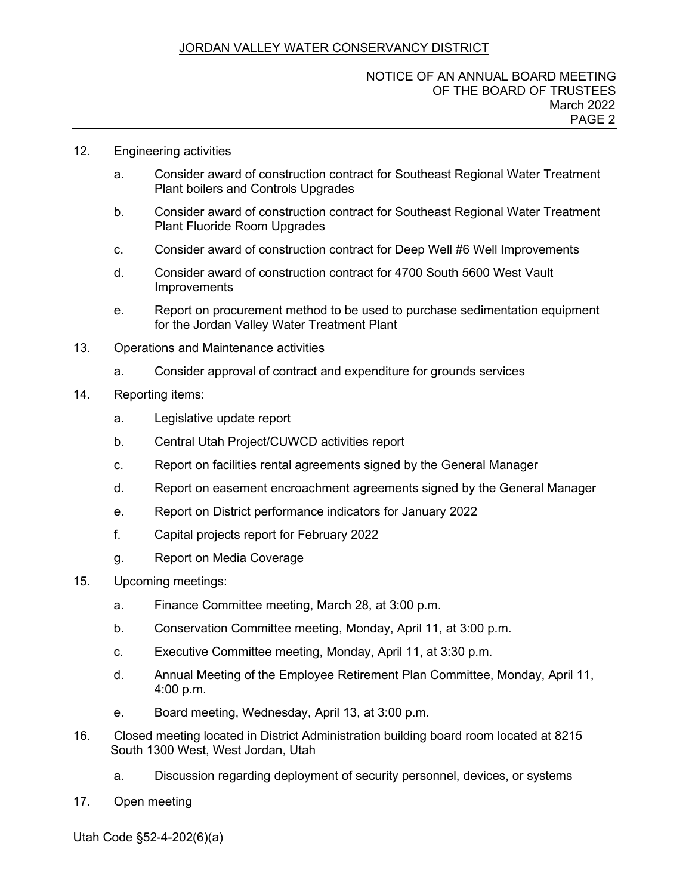12. Engineering activities

    a. Consider award of construction contract for Southeast Regional Water Treatment Plant boilers and Controls Upgrades

    b. Consider award of construction contract for Southeast Regional Water Treatment Plant Fluoride Room Upgrades

    c. Consider award of construction contract for Deep Well #6 Well Improvements

    d. Consider award of construction contract for 4700 South 5600 West Vault Improvements

    e. Report on procurement method to be used to purchase sedimentation equipment for the Jordan Valley Water Treatment Plant

13. Operations and Maintenance activities

    a. Consider approval of contract and expenditure for grounds services

14. Reporting items:

    a. Legislative update report

    b. Central Utah Project/CUWCD activities report

    c. Report on facilities rental agreements signed by the General Manager

    d. Report on easement encroachment agreements signed by the General Manager

    e. Report on District performance indicators for January 2022

    f. Capital projects report for February 2022

    g. Report on Media Coverage

15. Upcoming meetings:

    a. Finance Committee meeting, March 28, at 3:00 p.m.

    b. Conservation Committee meeting, Monday, April 11, at 3:00 p.m.

    c. Executive Committee meeting, Monday, April 11, at 3:30 p.m.

    d. Annual Meeting of the Employee Retirement Plan Committee, Monday, April 11, 4:00 p.m.

    e. Board meeting, Wednesday, April 13, at 3:00 p.m.

16. Closed meeting located in District Administration building board room located at 8215 South 1300 West, West Jordan, Utah

    a. Discussion regarding deployment of security personnel, devices, or systems

17. Open meeting

Utah Code §52-4-202(6)(a)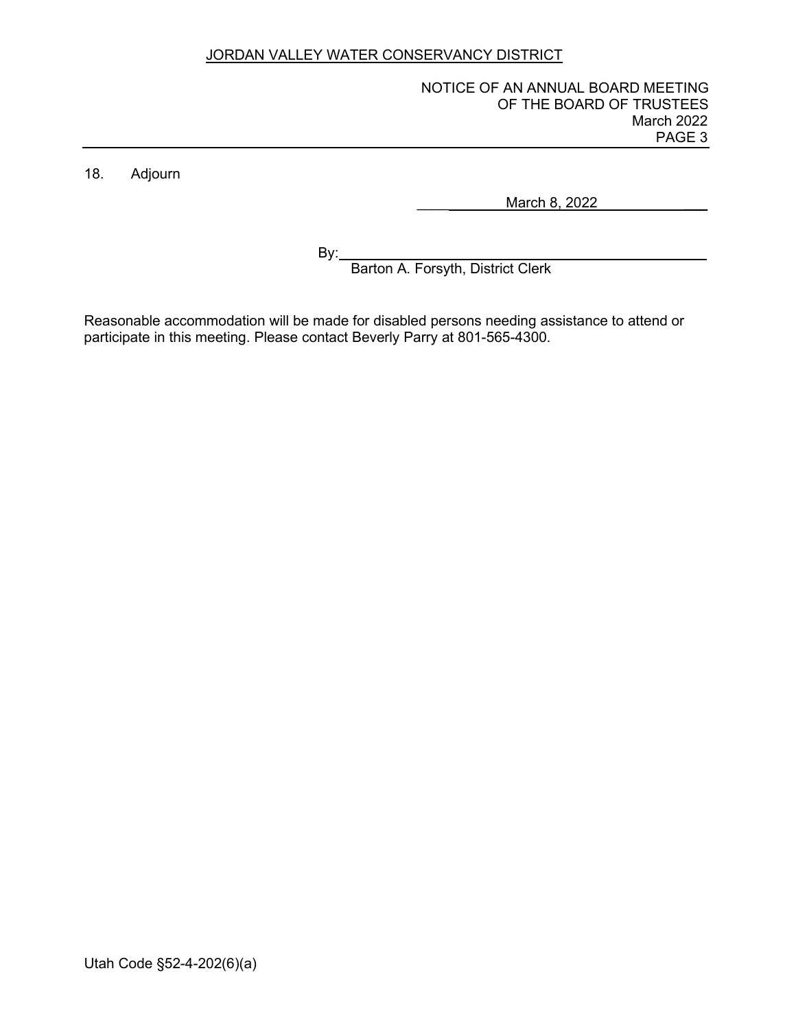18. Adjourn

March 8, 2022

By: ______________________________

Barton A. Forsyth, District Clerk

Reasonable accommodation will be made for disabled persons needing assistance to attend or participate in this meeting. Please contact Beverly Parry at 801-565-4300.

Utah Code §52-4-202(6)(a)